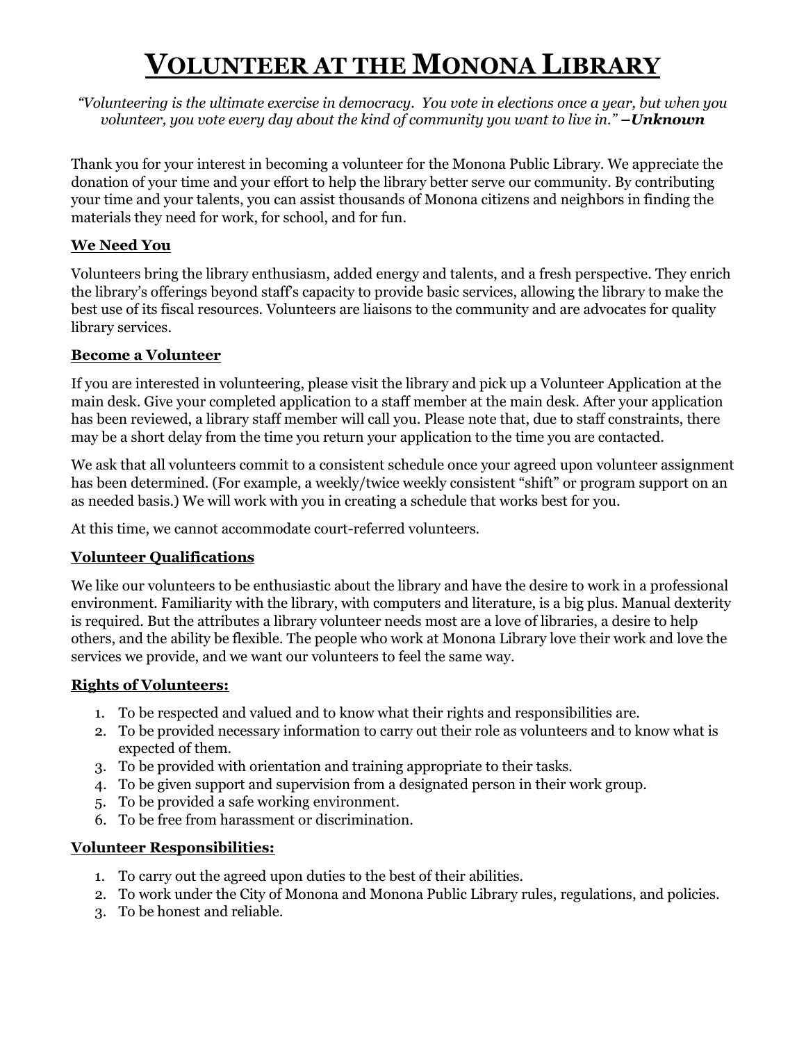# VOLUNTEER AT THE MONONA LIBRARY

*"Volunteering is the ultimate exercise in democracy. You vote in elections once a year, but when you volunteer, you vote every day about the kind of community you want to live in." –**Unknown***

Thank you for your interest in becoming a volunteer for the Monona Public Library. We appreciate the donation of your time and your effort to help the library better serve our community. By contributing your time and your talents, you can assist thousands of Monona citizens and neighbors in finding the materials they need for work, for school, and for fun.

## We Need You

Volunteers bring the library enthusiasm, added energy and talents, and a fresh perspective. They enrich the library's offerings beyond staff's capacity to provide basic services, allowing the library to make the best use of its fiscal resources. Volunteers are liaisons to the community and are advocates for quality library services.

## Become a Volunteer

If you are interested in volunteering, please visit the library and pick up a Volunteer Application at the main desk. Give your completed application to a staff member at the main desk. After your application has been reviewed, a library staff member will call you. Please note that, due to staff constraints, there may be a short delay from the time you return your application to the time you are contacted.

We ask that all volunteers commit to a consistent schedule once your agreed upon volunteer assignment has been determined. (For example, a weekly/twice weekly consistent "shift" or program support on an as needed basis.) We will work with you in creating a schedule that works best for you.

At this time, we cannot accommodate court-referred volunteers.

## Volunteer Qualifications

We like our volunteers to be enthusiastic about the library and have the desire to work in a professional environment. Familiarity with the library, with computers and literature, is a big plus. Manual dexterity is required. But the attributes a library volunteer needs most are a love of libraries, a desire to help others, and the ability be flexible. The people who work at Monona Library love their work and love the services we provide, and we want our volunteers to feel the same way.

## Rights of Volunteers:

1. To be respected and valued and to know what their rights and responsibilities are.
2. To be provided necessary information to carry out their role as volunteers and to know what is expected of them.
3. To be provided with orientation and training appropriate to their tasks.
4. To be given support and supervision from a designated person in their work group.
5. To be provided a safe working environment.
6. To be free from harassment or discrimination.

## Volunteer Responsibilities:

1. To carry out the agreed upon duties to the best of their abilities.
2. To work under the City of Monona and Monona Public Library rules, regulations, and policies.
3. To be honest and reliable.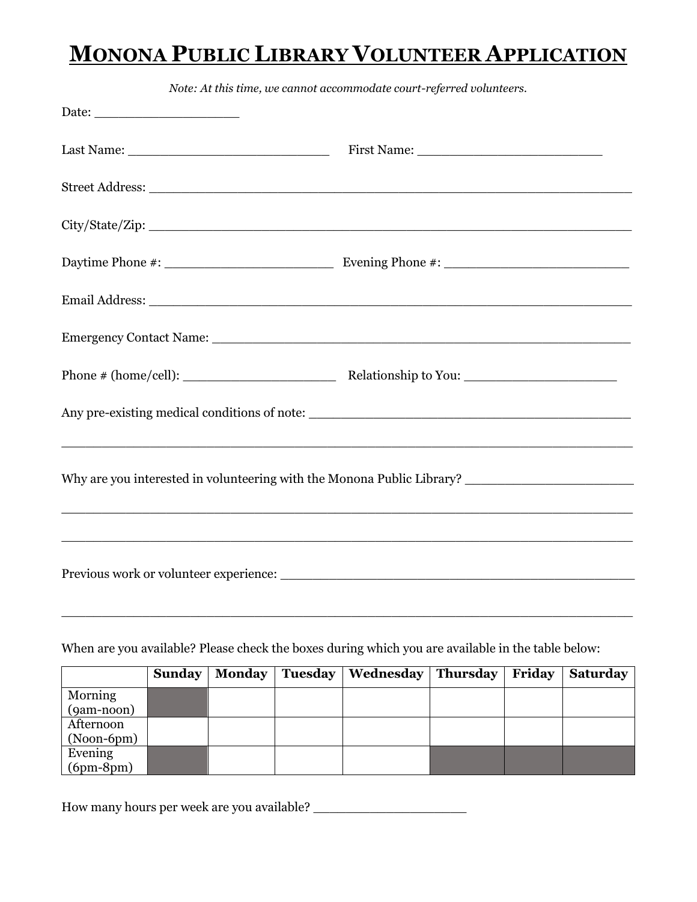# MONONA PUBLIC LIBRARY VOLUNTEER APPLICATION

*Note: At this time, we cannot accommodate court-referred volunteers.*

Date: ___________________

Last Name: ___________________________ First Name: _________________________

Street Address: _________________________________________________________________

City/State/Zip: _________________________________________________________________

Daytime Phone #: _______________________ Evening Phone #: _________________________

Email Address: _________________________________________________________________

Emergency Contact Name: __________________________________________________________

Phone # (home/cell): _____________________ Relationship to You: _____________________

Any pre-existing medical conditions of note: __________________________________________

_______________________________________________________________________________

Why are you interested in volunteering with the Monona Public Library? _______________________

_______________________________________________________________________________

_______________________________________________________________________________

Previous work or volunteer experience: ________________________________________________

_______________________________________________________________________________

When are you available? Please check the boxes during which you are available in the table below:

| | **Sunday** | **Monday** | **Tuesday** | **Wednesday** | **Thursday** | **Friday** | **Saturday** |
|---|---|---|---|---|---|---|---|
| Morning (9am-noon) | | | | | | | |
| Afternoon (Noon-6pm) | | | | | | | |
| Evening (6pm-8pm) | | | | | | | |

How many hours per week are you available? ____________________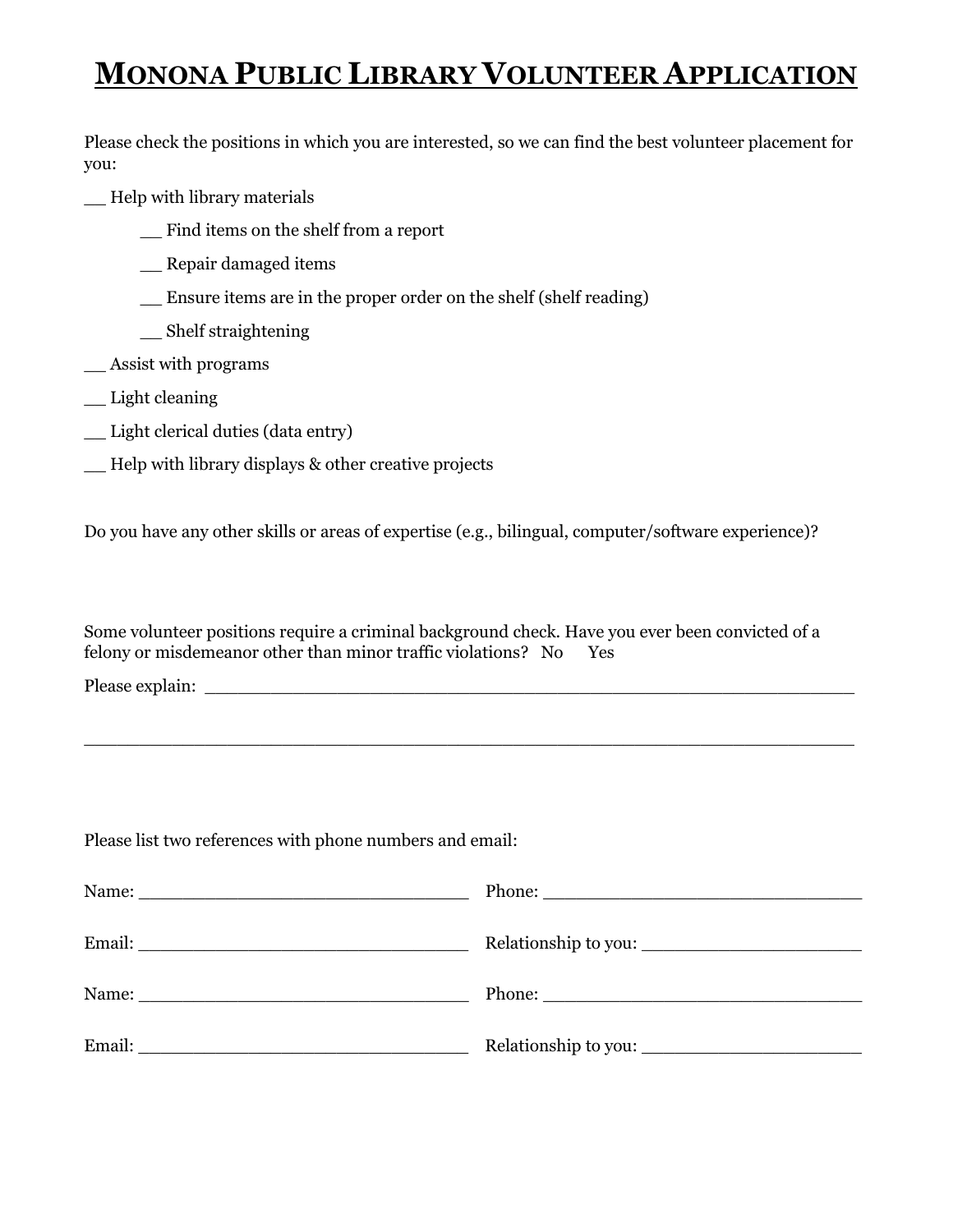# MONONA PUBLIC LIBRARY VOLUNTEER APPLICATION

Please check the positions in which you are interested, so we can find the best volunteer placement for you:

__ Help with library materials

    __ Find items on the shelf from a report

    __ Repair damaged items

    __ Ensure items are in the proper order on the shelf (shelf reading)

    __ Shelf straightening

__ Assist with programs

__ Light cleaning

__ Light clerical duties (data entry)

__ Help with library displays & other creative projects

Do you have any other skills or areas of expertise (e.g., bilingual, computer/software experience)?

Some volunteer positions require a criminal background check. Have you ever been convicted of a felony or misdemeanor other than minor traffic violations? No Yes

Please explain: ______________________________________________________________

______________________________________________________________________

Please list two references with phone numbers and email:

Name: ______________________________ Phone: ______________________________

Email: ______________________________ Relationship to you: ____________________

Name: ______________________________ Phone: ______________________________

Email: ______________________________ Relationship to you: ____________________